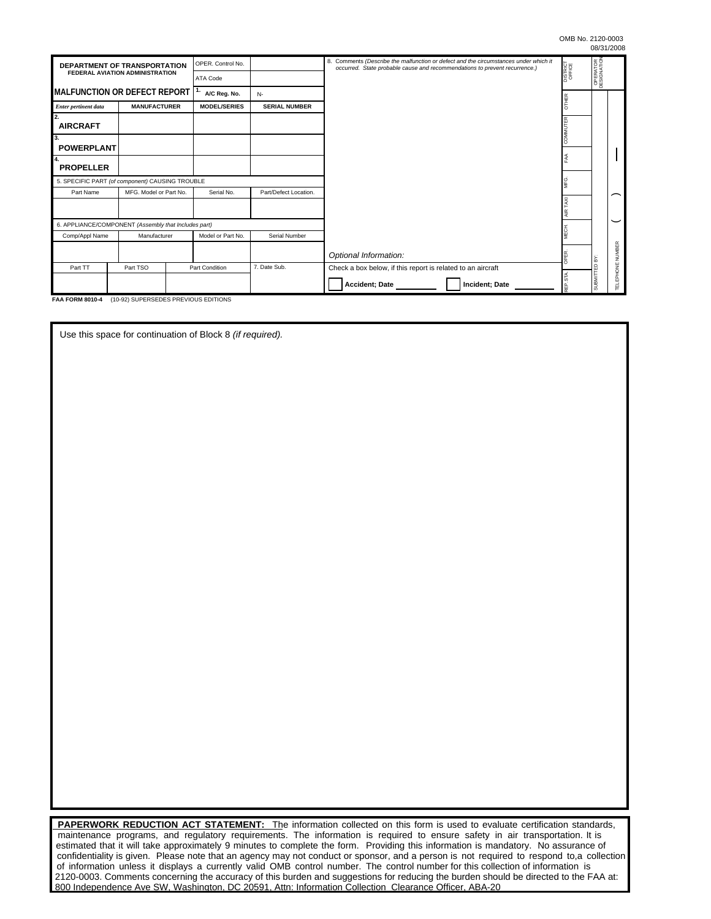OMB No. 2120-0003
08/31/2008

| DEPARTMENT OF TRANSPORTATION FEDERAL AVIATION ADMINISTRATION | | OPER. Control No. | |
|---|---|---|---|
| | | ATA Code | |
| **MALFUNCTION OR DEFECT REPORT** | | 1. A/C Reg. No. | N- |
| *Enter pertinent data* | **MANUFACTURER** | **MODEL/SERIES** | **SERIAL NUMBER** |
| 2. **AIRCRAFT** | | | |
| 3. **POWERPLANT** | | | |
| 4. **PROPELLER** | | | |
| 5. SPECIFIC PART *(of component)* CAUSING TROUBLE | | | |
| Part Name | MFG. Model or Part No. | Serial No. | Part/Defect Location. |
| | | | |
| 6. APPLIANCE/COMPONENT *(Assembly that Includes part)* | | | |
| Comp/Appl Name | Manufacturer | Model or Part No. | Serial Number |
| | | | |

| Part TT | Part TSO | Part Condition | 7. Date Sub. |
|---|---|---|---|
| | | | |

8. Comments *(Describe the malfunction or defect and the circumstances under which it occurred. State probable cause and recommendations to prevent recurrence.)*

*Optional Information:*

Check a box below, if this report is related to an aircraft

☐ **Accident; Date** ______ ☐ **Incident; Date** ______

| DISTRICT OFFICE | OPERATOR DESIGNATION | |
|---|---|---|
| OTHER | | |
| COMMUTER | | |
| FAA | | |
| MFG. | | |
| AIR TAXI | | |
| MECH. | | |
| OPER. | SUBMITTED BY: | TELEPHONE NUMBER ( ) |
| REP. STA. | | |

**FAA FORM 8010-4** (10-92) SUPERSEDES PREVIOUS EDITIONS

Use this space for continuation of Block 8 *(if required).*

**PAPERWORK REDUCTION ACT STATEMENT:** The information collected on this form is used to evaluate certification standards, maintenance programs, and regulatory requirements. The information is required to ensure safety in air transportation. It is estimated that it will take approximately 9 minutes to complete the form. Providing this information is mandatory. No assurance of confidentiality is given. Please note that an agency may not conduct or sponsor, and a person is not required to respond to,a collection of information unless it displays a currently valid OMB control number. The control number for this collection of information is 2120-0003. Comments concerning the accuracy of this burden and suggestions for reducing the burden should be directed to the FAA at: 800 Independence Ave SW, Washington, DC 20591, Attn: Information Collection Clearance Officer, ABA-20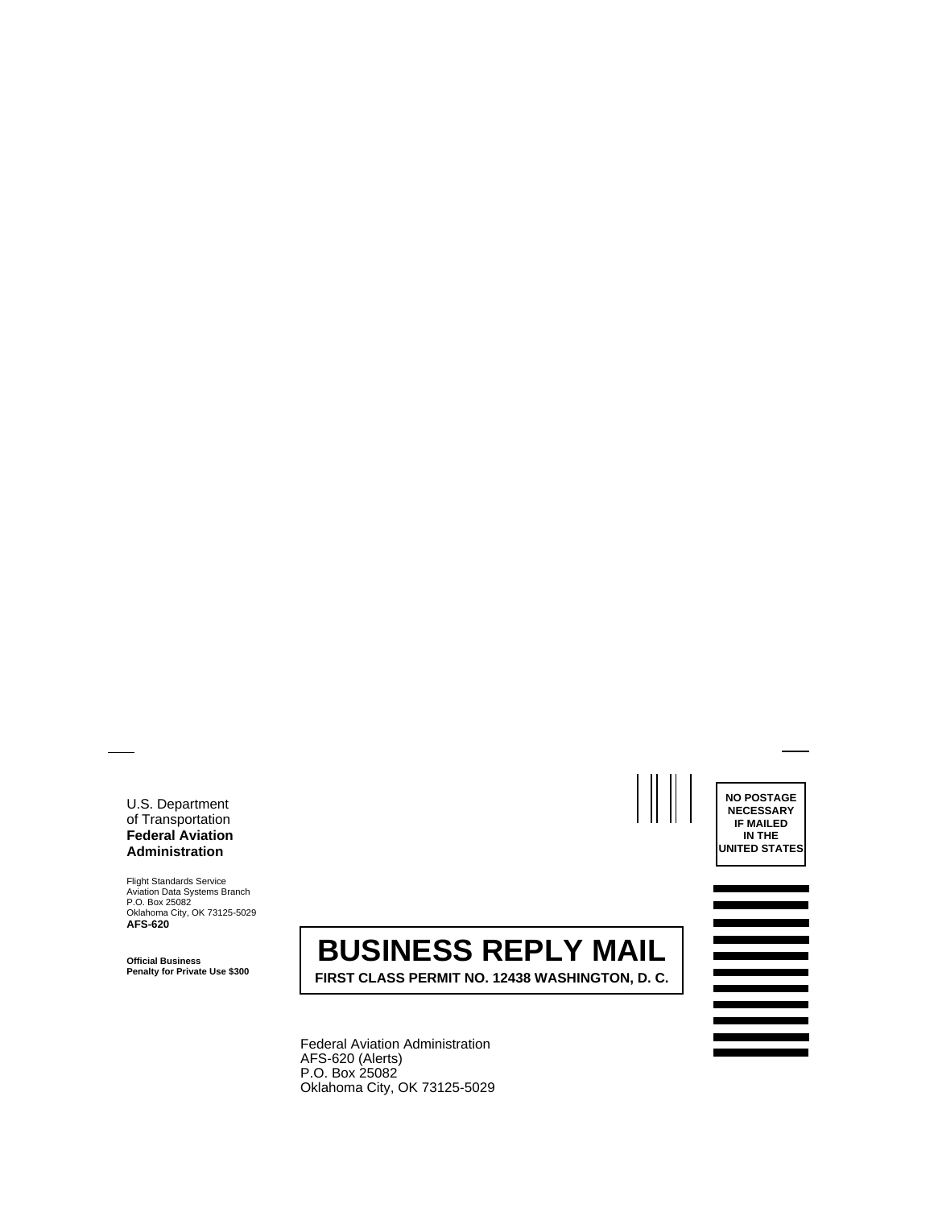U.S. Department
of Transportation
**Federal Aviation**
**Administration**

Flight Standards Service
Aviation Data Systems Branch
P.O. Box 25082
Oklahoma City, OK 73125-5029
**AFS-620**

**Official Business**
**Penalty for Private Use $300**

**NO POSTAGE**
**NECESSARY**
**IF MAILED**
**IN THE**
**UNITED STATES**

# BUSINESS REPLY MAIL

**FIRST CLASS PERMIT NO. 12438 WASHINGTON, D. C.**

Federal Aviation Administration
AFS-620 (Alerts)
P.O. Box 25082
Oklahoma City, OK 73125-5029